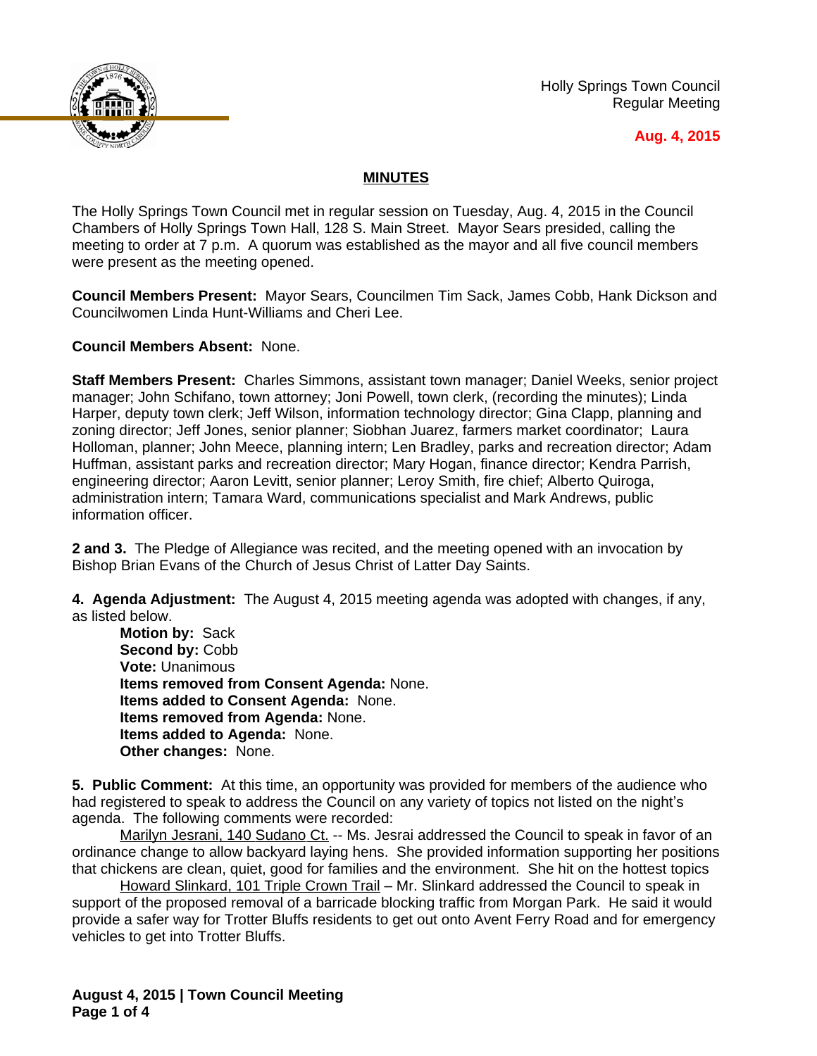Holly Springs Town Council
Regular Meeting

**Aug. 4, 2015**

## MINUTES

The Holly Springs Town Council met in regular session on Tuesday, Aug. 4, 2015 in the Council Chambers of Holly Springs Town Hall, 128 S. Main Street. Mayor Sears presided, calling the meeting to order at 7 p.m. A quorum was established as the mayor and all five council members were present as the meeting opened.

**Council Members Present:** Mayor Sears, Councilmen Tim Sack, James Cobb, Hank Dickson and Councilwomen Linda Hunt-Williams and Cheri Lee.

**Council Members Absent:** None.

**Staff Members Present:** Charles Simmons, assistant town manager; Daniel Weeks, senior project manager; John Schifano, town attorney; Joni Powell, town clerk, (recording the minutes); Linda Harper, deputy town clerk; Jeff Wilson, information technology director; Gina Clapp, planning and zoning director; Jeff Jones, senior planner; Siobhan Juarez, farmers market coordinator; Laura Holloman, planner; John Meece, planning intern; Len Bradley, parks and recreation director; Adam Huffman, assistant parks and recreation director; Mary Hogan, finance director; Kendra Parrish, engineering director; Aaron Levitt, senior planner; Leroy Smith, fire chief; Alberto Quiroga, administration intern; Tamara Ward, communications specialist and Mark Andrews, public information officer.

**2 and 3.** The Pledge of Allegiance was recited, and the meeting opened with an invocation by Bishop Brian Evans of the Church of Jesus Christ of Latter Day Saints.

**4. Agenda Adjustment:** The August 4, 2015 meeting agenda was adopted with changes, if any, as listed below.

**Motion by:** Sack
**Second by:** Cobb
**Vote:** Unanimous
**Items removed from Consent Agenda:** None.
**Items added to Consent Agenda:** None.
**Items removed from Agenda:** None.
**Items added to Agenda:** None.
**Other changes:** None.

**5. Public Comment:** At this time, an opportunity was provided for members of the audience who had registered to speak to address the Council on any variety of topics not listed on the night's agenda. The following comments were recorded:

Marilyn Jesrani, 140 Sudano Ct. -- Ms. Jesrai addressed the Council to speak in favor of an ordinance change to allow backyard laying hens. She provided information supporting her positions that chickens are clean, quiet, good for families and the environment. She hit on the hottest topics

Howard Slinkard, 101 Triple Crown Trail – Mr. Slinkard addressed the Council to speak in support of the proposed removal of a barricade blocking traffic from Morgan Park. He said it would provide a safer way for Trotter Bluffs residents to get out onto Avent Ferry Road and for emergency vehicles to get into Trotter Bluffs.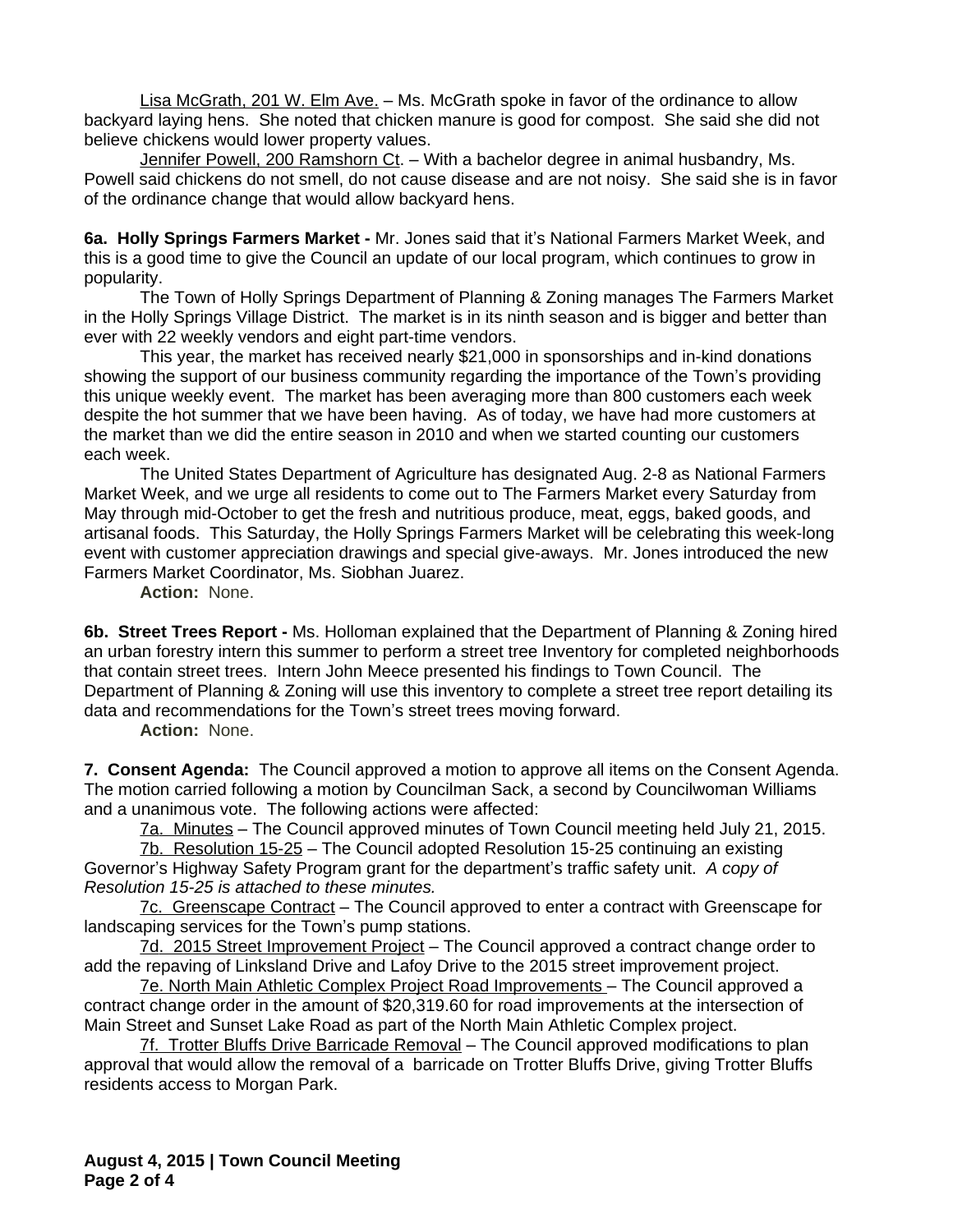Lisa McGrath, 201 W. Elm Ave. – Ms. McGrath spoke in favor of the ordinance to allow backyard laying hens. She noted that chicken manure is good for compost. She said she did not believe chickens would lower property values.

Jennifer Powell, 200 Ramshorn Ct. – With a bachelor degree in animal husbandry, Ms. Powell said chickens do not smell, do not cause disease and are not noisy. She said she is in favor of the ordinance change that would allow backyard hens.

**6a. Holly Springs Farmers Market -** Mr. Jones said that it's National Farmers Market Week, and this is a good time to give the Council an update of our local program, which continues to grow in popularity.

The Town of Holly Springs Department of Planning & Zoning manages The Farmers Market in the Holly Springs Village District. The market is in its ninth season and is bigger and better than ever with 22 weekly vendors and eight part-time vendors.

This year, the market has received nearly $21,000 in sponsorships and in-kind donations showing the support of our business community regarding the importance of the Town's providing this unique weekly event. The market has been averaging more than 800 customers each week despite the hot summer that we have been having. As of today, we have had more customers at the market than we did the entire season in 2010 and when we started counting our customers each week.

The United States Department of Agriculture has designated Aug. 2-8 as National Farmers Market Week, and we urge all residents to come out to The Farmers Market every Saturday from May through mid-October to get the fresh and nutritious produce, meat, eggs, baked goods, and artisanal foods. This Saturday, the Holly Springs Farmers Market will be celebrating this week-long event with customer appreciation drawings and special give-aways. Mr. Jones introduced the new Farmers Market Coordinator, Ms. Siobhan Juarez.

**Action:** None.

**6b. Street Trees Report -** Ms. Holloman explained that the Department of Planning & Zoning hired an urban forestry intern this summer to perform a street tree Inventory for completed neighborhoods that contain street trees. Intern John Meece presented his findings to Town Council. The Department of Planning & Zoning will use this inventory to complete a street tree report detailing its data and recommendations for the Town's street trees moving forward.

**Action:** None.

**7. Consent Agenda:** The Council approved a motion to approve all items on the Consent Agenda. The motion carried following a motion by Councilman Sack, a second by Councilwoman Williams and a unanimous vote. The following actions were affected:

7a. Minutes – The Council approved minutes of Town Council meeting held July 21, 2015.

7b. Resolution 15-25 – The Council adopted Resolution 15-25 continuing an existing Governor's Highway Safety Program grant for the department's traffic safety unit. *A copy of Resolution 15-25 is attached to these minutes.*

7c. Greenscape Contract – The Council approved to enter a contract with Greenscape for landscaping services for the Town's pump stations.

7d. 2015 Street Improvement Project – The Council approved a contract change order to add the repaving of Linksland Drive and Lafoy Drive to the 2015 street improvement project.

7e. North Main Athletic Complex Project Road Improvements – The Council approved a contract change order in the amount of $20,319.60 for road improvements at the intersection of Main Street and Sunset Lake Road as part of the North Main Athletic Complex project.

7f. Trotter Bluffs Drive Barricade Removal – The Council approved modifications to plan approval that would allow the removal of a barricade on Trotter Bluffs Drive, giving Trotter Bluffs residents access to Morgan Park.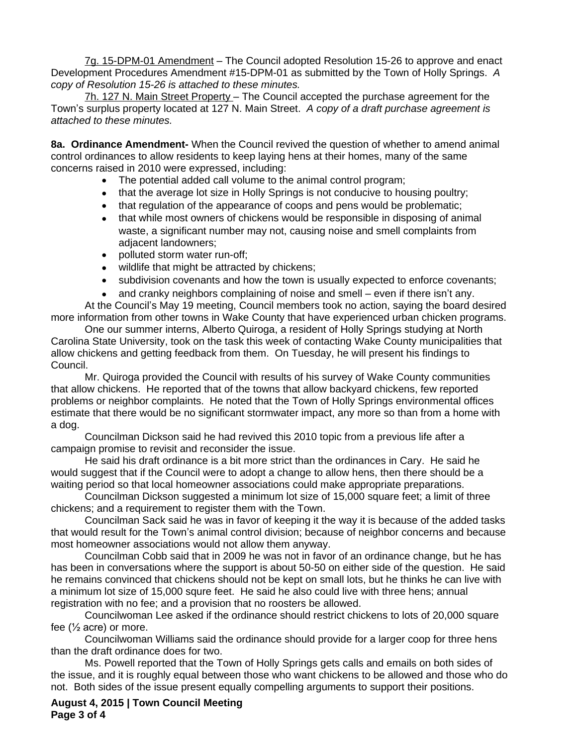7g. 15-DPM-01 Amendment – The Council adopted Resolution 15-26 to approve and enact Development Procedures Amendment #15-DPM-01 as submitted by the Town of Holly Springs. *A copy of Resolution 15-26 is attached to these minutes.*

7h. 127 N. Main Street Property – The Council accepted the purchase agreement for the Town's surplus property located at 127 N. Main Street. *A copy of a draft purchase agreement is attached to these minutes.*

**8a. Ordinance Amendment-** When the Council revived the question of whether to amend animal control ordinances to allow residents to keep laying hens at their homes, many of the same concerns raised in 2010 were expressed, including:

- The potential added call volume to the animal control program;
- that the average lot size in Holly Springs is not conducive to housing poultry;
- that regulation of the appearance of coops and pens would be problematic;
- that while most owners of chickens would be responsible in disposing of animal waste, a significant number may not, causing noise and smell complaints from adjacent landowners;
- polluted storm water run-off;
- wildlife that might be attracted by chickens;
- subdivision covenants and how the town is usually expected to enforce covenants;
- and cranky neighbors complaining of noise and smell – even if there isn't any.

At the Council's May 19 meeting, Council members took no action, saying the board desired more information from other towns in Wake County that have experienced urban chicken programs.

One our summer interns, Alberto Quiroga, a resident of Holly Springs studying at North Carolina State University, took on the task this week of contacting Wake County municipalities that allow chickens and getting feedback from them. On Tuesday, he will present his findings to Council.

Mr. Quiroga provided the Council with results of his survey of Wake County communities that allow chickens. He reported that of the towns that allow backyard chickens, few reported problems or neighbor complaints. He noted that the Town of Holly Springs environmental offices estimate that there would be no significant stormwater impact, any more so than from a home with a dog.

Councilman Dickson said he had revived this 2010 topic from a previous life after a campaign promise to revisit and reconsider the issue.

He said his draft ordinance is a bit more strict than the ordinances in Cary. He said he would suggest that if the Council were to adopt a change to allow hens, then there should be a waiting period so that local homeowner associations could make appropriate preparations.

Councilman Dickson suggested a minimum lot size of 15,000 square feet; a limit of three chickens; and a requirement to register them with the Town.

Councilman Sack said he was in favor of keeping it the way it is because of the added tasks that would result for the Town's animal control division; because of neighbor concerns and because most homeowner associations would not allow them anyway.

Councilman Cobb said that in 2009 he was not in favor of an ordinance change, but he has has been in conversations where the support is about 50-50 on either side of the question. He said he remains convinced that chickens should not be kept on small lots, but he thinks he can live with a minimum lot size of 15,000 squre feet. He said he also could live with three hens; annual registration with no fee; and a provision that no roosters be allowed.

Councilwoman Lee asked if the ordinance should restrict chickens to lots of 20,000 square fee (½ acre) or more.

Councilwoman Williams said the ordinance should provide for a larger coop for three hens than the draft ordinance does for two.

Ms. Powell reported that the Town of Holly Springs gets calls and emails on both sides of the issue, and it is roughly equal between those who want chickens to be allowed and those who do not. Both sides of the issue present equally compelling arguments to support their positions.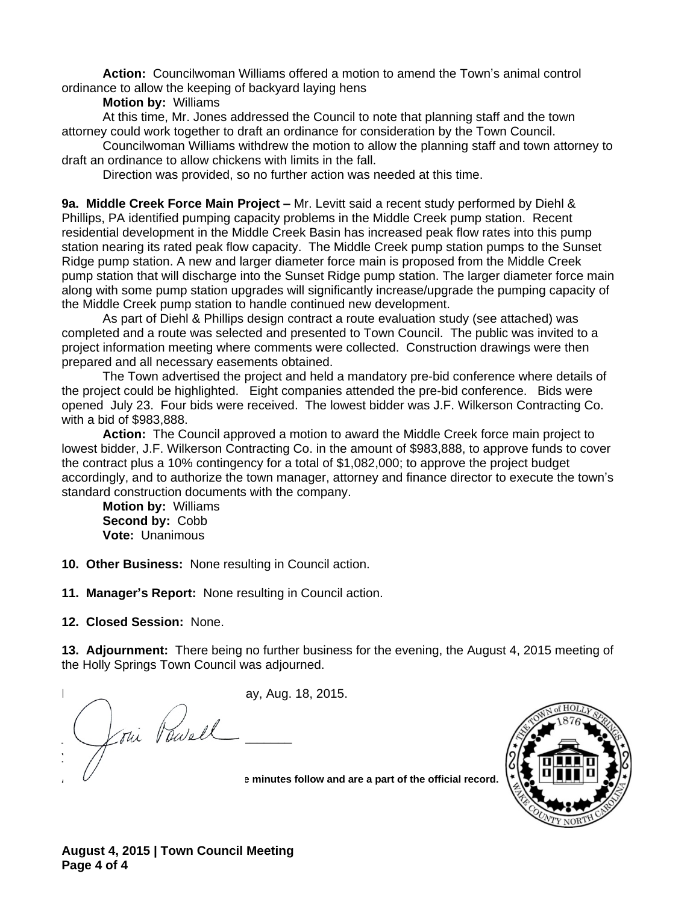**Action:** Councilwoman Williams offered a motion to amend the Town's animal control ordinance to allow the keeping of backyard laying hens

**Motion by:** Williams

At this time, Mr. Jones addressed the Council to note that planning staff and the town attorney could work together to draft an ordinance for consideration by the Town Council.

Councilwoman Williams withdrew the motion to allow the planning staff and town attorney to draft an ordinance to allow chickens with limits in the fall.

Direction was provided, so no further action was needed at this time.

**9a. Middle Creek Force Main Project –** Mr. Levitt said a recent study performed by Diehl & Phillips, PA identified pumping capacity problems in the Middle Creek pump station. Recent residential development in the Middle Creek Basin has increased peak flow rates into this pump station nearing its rated peak flow capacity. The Middle Creek pump station pumps to the Sunset Ridge pump station. A new and larger diameter force main is proposed from the Middle Creek pump station that will discharge into the Sunset Ridge pump station. The larger diameter force main along with some pump station upgrades will significantly increase/upgrade the pumping capacity of the Middle Creek pump station to handle continued new development.

As part of Diehl & Phillips design contract a route evaluation study (see attached) was completed and a route was selected and presented to Town Council. The public was invited to a project information meeting where comments were collected. Construction drawings were then prepared and all necessary easements obtained.

The Town advertised the project and held a mandatory pre-bid conference where details of the project could be highlighted. Eight companies attended the pre-bid conference. Bids were opened July 23. Four bids were received. The lowest bidder was J.F. Wilkerson Contracting Co. with a bid of $983,888.

**Action:** The Council approved a motion to award the Middle Creek force main project to lowest bidder, J.F. Wilkerson Contracting Co. in the amount of $983,888, to approve funds to cover the contract plus a 10% contingency for a total of $1,082,000; to approve the project budget accordingly, and to authorize the town manager, attorney and finance director to execute the town's standard construction documents with the company.

**Motion by:** Williams
**Second by:** Cobb
**Vote:** Unanimous

**10. Other Business:** None resulting in Council action.

**11. Manager's Report:** None resulting in Council action.

**12. Closed Session:** None.

**13. Adjournment:** There being no further business for the evening, the August 4, 2015 meeting of the Holly Springs Town Council was adjourned.

...ay, Aug. 18, 2015.

Joni Powell ______

...e minutes follow and are a part of the official record.